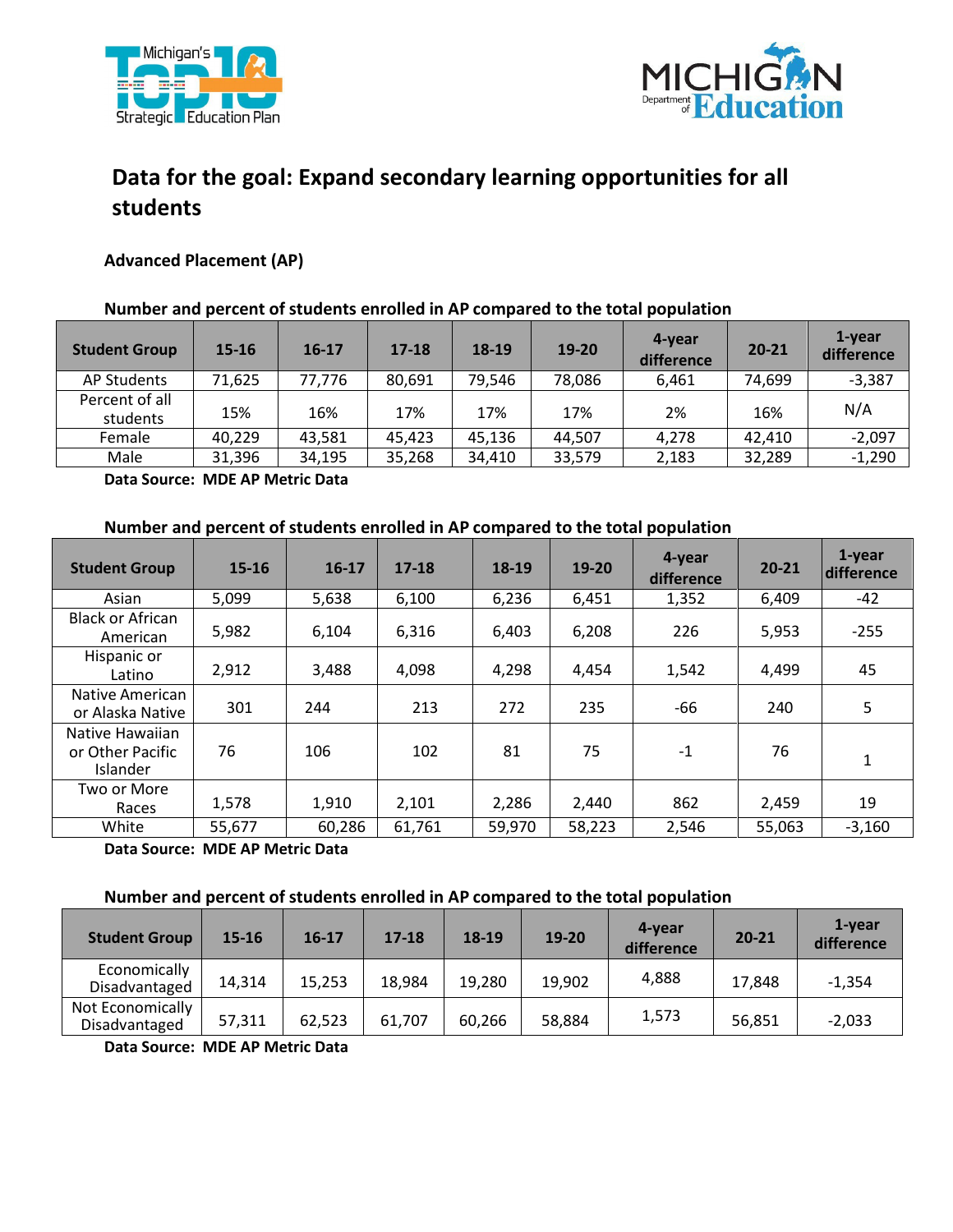# Data for the goal: Expand secondary learning opportunities for all students

## Advanced Placement (AP)

**Number and percent of students enrolled in AP compared to the total population**

| Student Group | 15-16 | 16-17 | 17-18 | 18-19 | 19-20 | 4-year difference | 20-21 | 1-year difference |
|---|---|---|---|---|---|---|---|---|
| AP Students | 71,625 | 77,776 | 80,691 | 79,546 | 78,086 | 6,461 | 74,699 | -3,387 |
| Percent of all students | 15% | 16% | 17% | 17% | 17% | 2% | 16% | N/A |
| Female | 40,229 | 43,581 | 45,423 | 45,136 | 44,507 | 4,278 | 42,410 | -2,097 |
| Male | 31,396 | 34,195 | 35,268 | 34,410 | 33,579 | 2,183 | 32,289 | -1,290 |

**Data Source: MDE AP Metric Data**

**Number and percent of students enrolled in AP compared to the total population**

| Student Group | 15-16 | 16-17 | 17-18 | 18-19 | 19-20 | 4-year difference | 20-21 | 1-year difference |
|---|---|---|---|---|---|---|---|---|
| Asian | 5,099 | 5,638 | 6,100 | 6,236 | 6,451 | 1,352 | 6,409 | -42 |
| Black or African American | 5,982 | 6,104 | 6,316 | 6,403 | 6,208 | 226 | 5,953 | -255 |
| Hispanic or Latino | 2,912 | 3,488 | 4,098 | 4,298 | 4,454 | 1,542 | 4,499 | 45 |
| Native American or Alaska Native | 301 | 244 | 213 | 272 | 235 | -66 | 240 | 5 |
| Native Hawaiian or Other Pacific Islander | 76 | 106 | 102 | 81 | 75 | -1 | 76 | 1 |
| Two or More Races | 1,578 | 1,910 | 2,101 | 2,286 | 2,440 | 862 | 2,459 | 19 |
| White | 55,677 | 60,286 | 61,761 | 59,970 | 58,223 | 2,546 | 55,063 | -3,160 |

**Data Source: MDE AP Metric Data**

**Number and percent of students enrolled in AP compared to the total population**

| Student Group | 15-16 | 16-17 | 17-18 | 18-19 | 19-20 | 4-year difference | 20-21 | 1-year difference |
|---|---|---|---|---|---|---|---|---|
| Economically Disadvantaged | 14,314 | 15,253 | 18,984 | 19,280 | 19,902 | 4,888 | 17,848 | -1,354 |
| Not Economically Disadvantaged | 57,311 | 62,523 | 61,707 | 60,266 | 58,884 | 1,573 | 56,851 | -2,033 |

**Data Source: MDE AP Metric Data**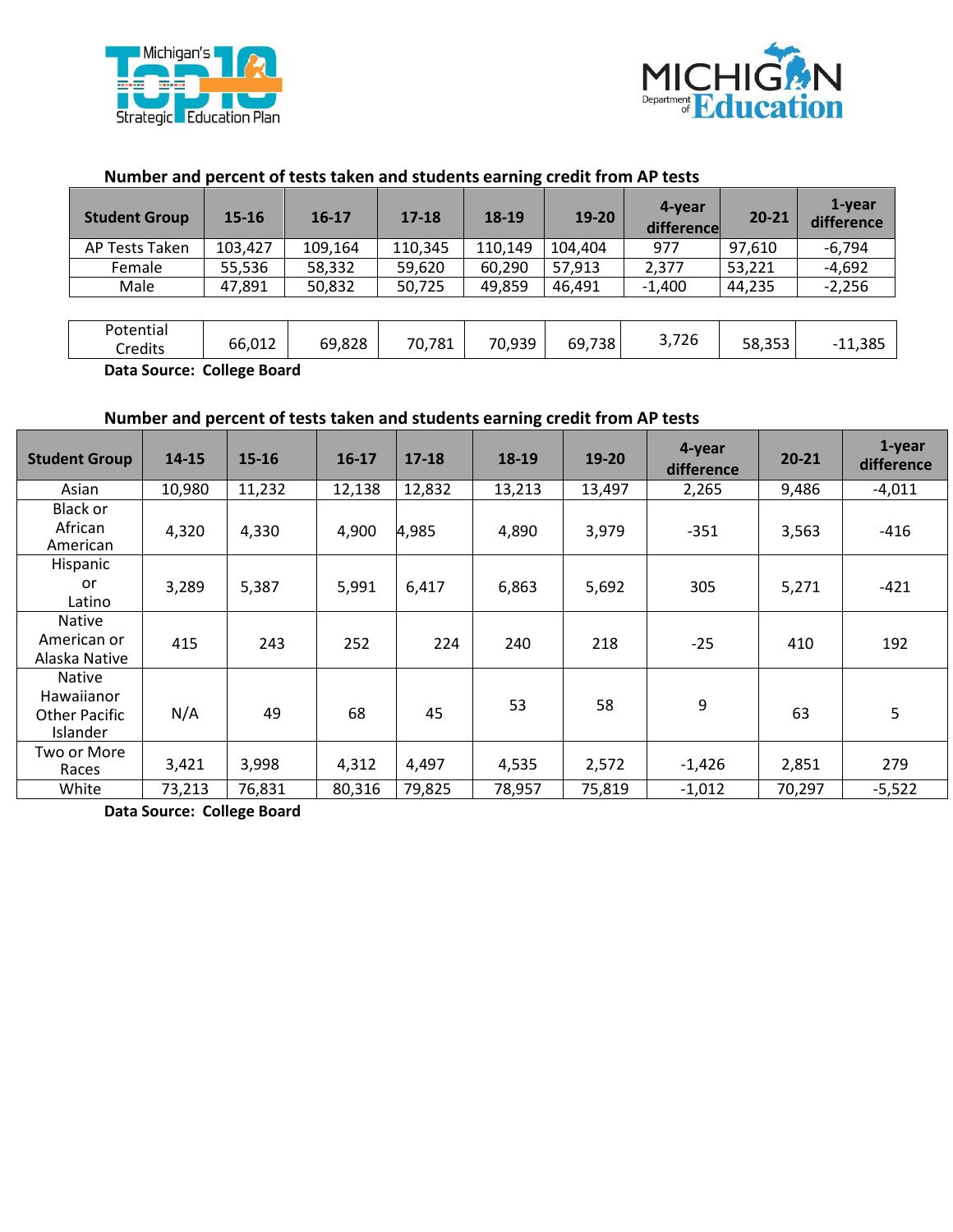Number and percent of tests taken and students earning credit from AP tests

| Student Group | 15-16 | 16-17 | 17-18 | 18-19 | 19-20 | 4-year difference | 20-21 | 1-year difference |
|---|---|---|---|---|---|---|---|---|
| AP Tests Taken | 103,427 | 109,164 | 110,345 | 110,149 | 104,404 | 977 | 97,610 | -6,794 |
| Female | 55,536 | 58,332 | 59,620 | 60,290 | 57,913 | 2,377 | 53,221 | -4,692 |
| Male | 47,891 | 50,832 | 50,725 | 49,859 | 46,491 | -1,400 | 44,235 | -2,256 |
| Potential Credits | 66,012 | 69,828 | 70,781 | 70,939 | 69,738 | 3,726 | 58,353 | -11,385 |

**Data Source: College Board**

Number and percent of tests taken and students earning credit from AP tests

| Student Group | 14-15 | 15-16 | 16-17 | 17-18 | 18-19 | 19-20 | 4-year difference | 20-21 | 1-year difference |
|---|---|---|---|---|---|---|---|---|---|
| Asian | 10,980 | 11,232 | 12,138 | 12,832 | 13,213 | 13,497 | 2,265 | 9,486 | -4,011 |
| Black or African American | 4,320 | 4,330 | 4,900 | 4,985 | 4,890 | 3,979 | -351 | 3,563 | -416 |
| Hispanic or Latino | 3,289 | 5,387 | 5,991 | 6,417 | 6,863 | 5,692 | 305 | 5,271 | -421 |
| Native American or Alaska Native | 415 | 243 | 252 | 224 | 240 | 218 | -25 | 410 | 192 |
| Native Hawaiianor Other Pacific Islander | N/A | 49 | 68 | 45 | 53 | 58 | 9 | 63 | 5 |
| Two or More Races | 3,421 | 3,998 | 4,312 | 4,497 | 4,535 | 2,572 | -1,426 | 2,851 | 279 |
| White | 73,213 | 76,831 | 80,316 | 79,825 | 78,957 | 75,819 | -1,012 | 70,297 | -5,522 |

**Data Source: College Board**